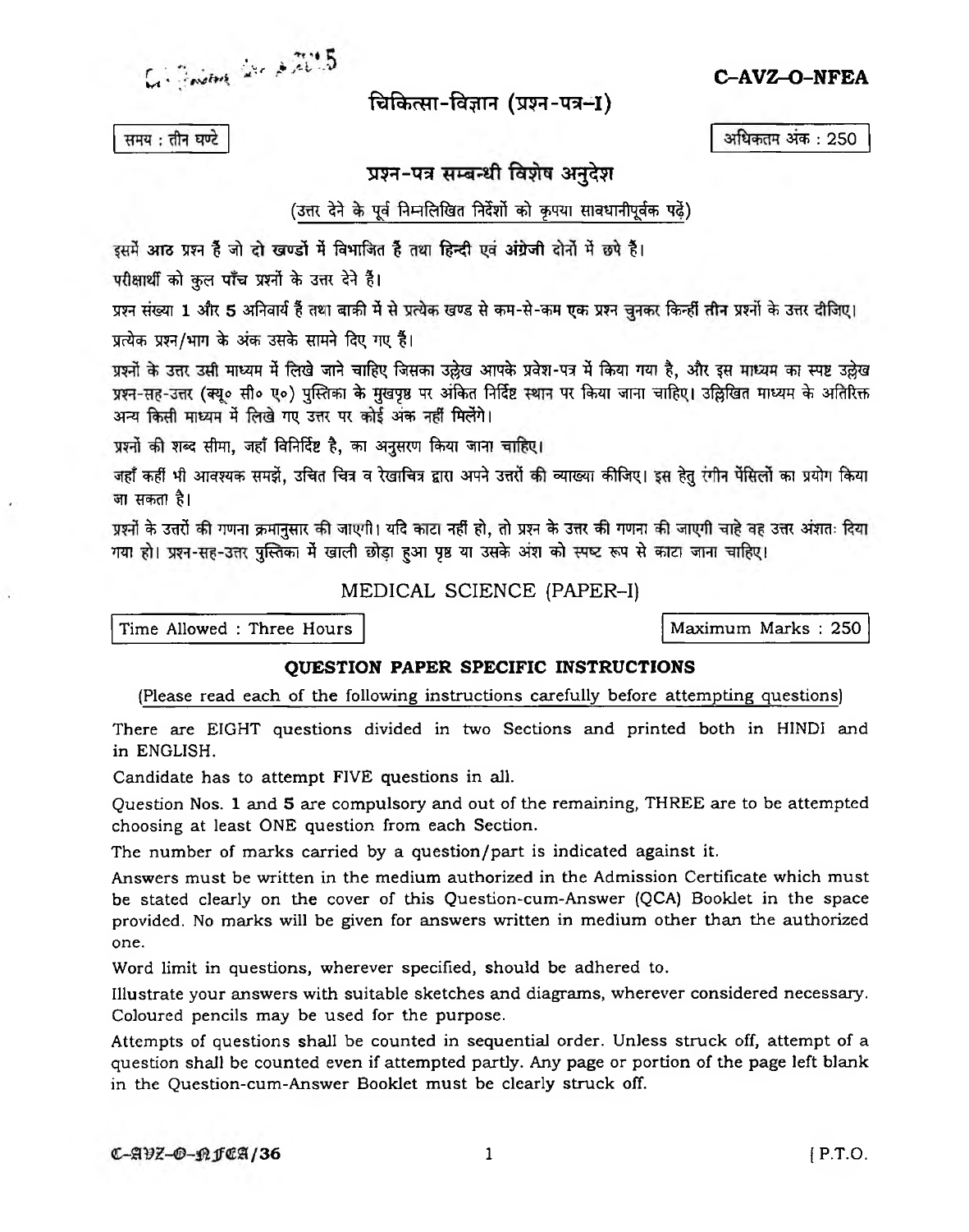**C–AVZ–O–NFEA**

# चिकित्सा-विज्ञान (प्रश्न-पत्र–I)

समय : तीन घण्टे

अधिकतम अंक : 250

## प्रश्न-पत्र सम्बन्धी विशेष अनुदेश

(उत्तर देने के पूर्व निम्नलिखित निर्देशों को कृपया सावधानीपूर्वक पढ़ें)

इसमें **आठ** प्रश्न हैं जो **दो** खण्डों में विभाजित हैं तथा **हिन्दी** एवं **अंग्रेजी** दोनों में छपे हैं।

परीक्षार्थी को कुल पाँच प्रश्नों के उत्तर देने हैं।

प्रश्न संख्या **1** और **5** अनिवार्य हैं तथा बाकी में से प्रत्येक खण्ड से कम-से-कम **एक** प्रश्न चुनकर किन्हीं **तीन** प्रश्नों के उत्तर दीजिए।

प्रत्येक प्रश्न/भाग के अंक उसके सामने दिए गए हैं।

प्रश्नों के उत्तर उसी माध्यम में लिखे जाने चाहिए जिसका उल्लेख आपके प्रवेश-पत्र में किया गया है, और इस माध्यम का स्पष्ट उल्लेख प्रश्न-सह-उत्तर (क्यू॰ सी॰ ए॰) पुस्तिका के मुखपृष्ठ पर अंकित निर्दिष्ट स्थान पर किया जाना चाहिए। उल्लिखित माध्यम के अतिरिक्त अन्य किसी माध्यम में लिखे गए उत्तर पर कोई अंक नहीं मिलेंगे।

प्रश्नों की शब्द सीमा, जहाँ विनिर्दिष्ट है, का अनुसरण किया जाना चाहिए।

जहाँ कहीं भी आवश्यक समझें, उचित चित्र व रेखाचित्र द्वारा अपने उत्तरों की व्याख्या कीजिए। इस हेतु रंगीन पेंसिलों का प्रयोग किया जा सकता है।

प्रश्नों के उत्तरों की गणना क्रमानुसार की जाएगी। यदि काटा नहीं हो, तो प्रश्न के उत्तर की गणना की जाएगी चाहे वह उत्तर अंशतः दिया गया हो। प्रश्न-सह-उत्तर पुस्तिका में खाली छोड़ा हुआ पृष्ठ या उसके अंश को स्पष्ट रूप से काटा जाना चाहिए।

# MEDICAL SCIENCE (PAPER–I)

Time Allowed : Three Hours

Maximum Marks : 250

## QUESTION PAPER SPECIFIC INSTRUCTIONS

(Please read each of the following instructions carefully before attempting questions)

There are EIGHT questions divided in two Sections and printed both in HINDI and in ENGLISH.

Candidate has to attempt FIVE questions in all.

Question Nos. 1 and 5 are compulsory and out of the remaining, THREE are to be attempted choosing at least ONE question from each Section.

The number of marks carried by a question/part is indicated against it.

Answers must be written in the medium authorized in the Admission Certificate which must be stated clearly on the cover of this Question-cum-Answer (QCA) Booklet in the space provided. No marks will be given for answers written in medium other than the authorized one.

Word limit in questions, wherever specified, should be adhered to.

Illustrate your answers with suitable sketches and diagrams, wherever considered necessary. Coloured pencils may be used for the purpose.

Attempts of questions shall be counted in sequential order. Unless struck off, attempt of a question shall be counted even if attempted partly. Any page or portion of the page left blank in the Question-cum-Answer Booklet must be clearly struck off.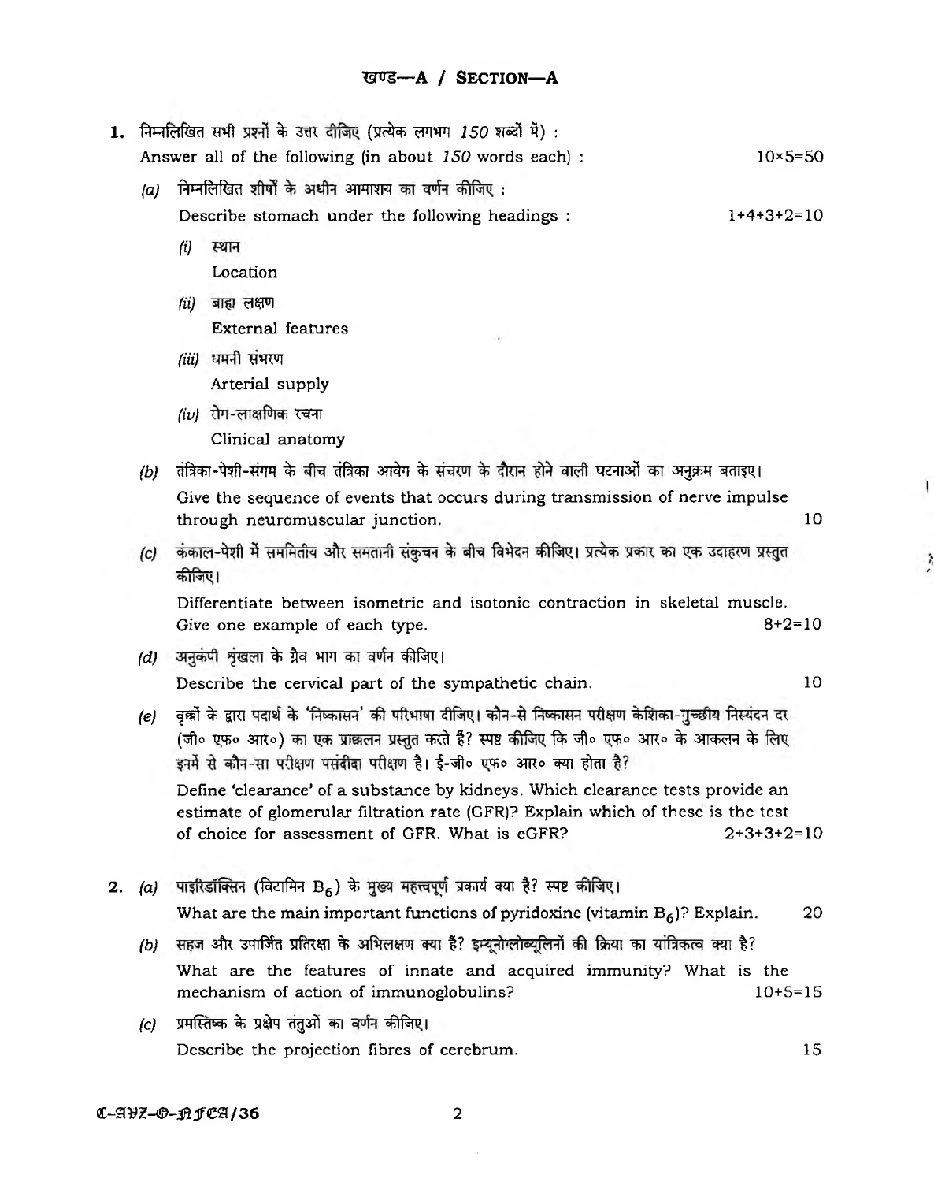## खण्ड—A / SECTION—A

**1.** निम्नलिखित सभी प्रश्नों के उत्तर दीजिए (प्रत्येक लगभग *150* शब्दों में) :
Answer all of the following (in about *150* words each) : 10×5=50

*(a)* निम्नलिखित शीर्षों के अधीन आमाशय का वर्णन कीजिए :
Describe stomach under the following headings : 1+4+3+2=10

*(i)* स्थान
Location

*(ii)* बाह्य लक्षण
External features

*(iii)* धमनी संभरण
Arterial supply

*(iv)* रोग-लाक्षणिक रचना
Clinical anatomy

*(b)* तंत्रिका-पेशी-संगम के बीच तंत्रिका आवेग के संचरण के दौरान होने वाली घटनाओं का अनुक्रम बताइए।
Give the sequence of events that occurs during transmission of nerve impulse through neuromuscular junction. 10

*(c)* कंकाल-पेशी में सममितीय और समतानी संकुचन के बीच विभेदन कीजिए। प्रत्येक प्रकार का एक उदाहरण प्रस्तुत कीजिए।
Differentiate between isometric and isotonic contraction in skeletal muscle. Give one example of each type. 8+2=10

*(d)* अनुकंपी शृंखला के ग्रैव भाग का वर्णन कीजिए।
Describe the cervical part of the sympathetic chain. 10

*(e)* वृक्कों के द्वारा पदार्थ के 'निष्कासन' की परिभाषा दीजिए। कौन-से निष्कासन परीक्षण केशिका-गुच्छीय निस्यंदन दर (जी० एफ० आर०) का एक प्राक्कलन प्रस्तुत करते हैं? स्पष्ट कीजिए कि जी० एफ० आर० के आकलन के लिए इनमें से कौन-सा परीक्षण पसंदीदा परीक्षण है। ई-जी० एफ० आर० क्या होता है?
Define 'clearance' of a substance by kidneys. Which clearance tests provide an estimate of glomerular filtration rate (GFR)? Explain which of these is the test of choice for assessment of GFR. What is eGFR? 2+3+3+2=10

**2.** *(a)* पाइरिडॉक्सिन (विटामिन $B_6$) के मुख्य महत्त्वपूर्ण प्रकार्य क्या हैं? स्पष्ट कीजिए।
What are the main important functions of pyridoxine (vitamin $B_6$)? Explain. 20

*(b)* सहज और उपार्जित प्रतिरक्षा के अभिलक्षण क्या हैं? इम्यूनोग्लोब्यूलिनों की क्रिया का यांत्रिकत्व क्या है?
What are the features of innate and acquired immunity? What is the mechanism of action of immunoglobulins? 10+5=15

*(c)* प्रमस्तिष्क के प्रक्षेप तंतुओं का वर्णन कीजिए।
Describe the projection fibres of cerebrum. 15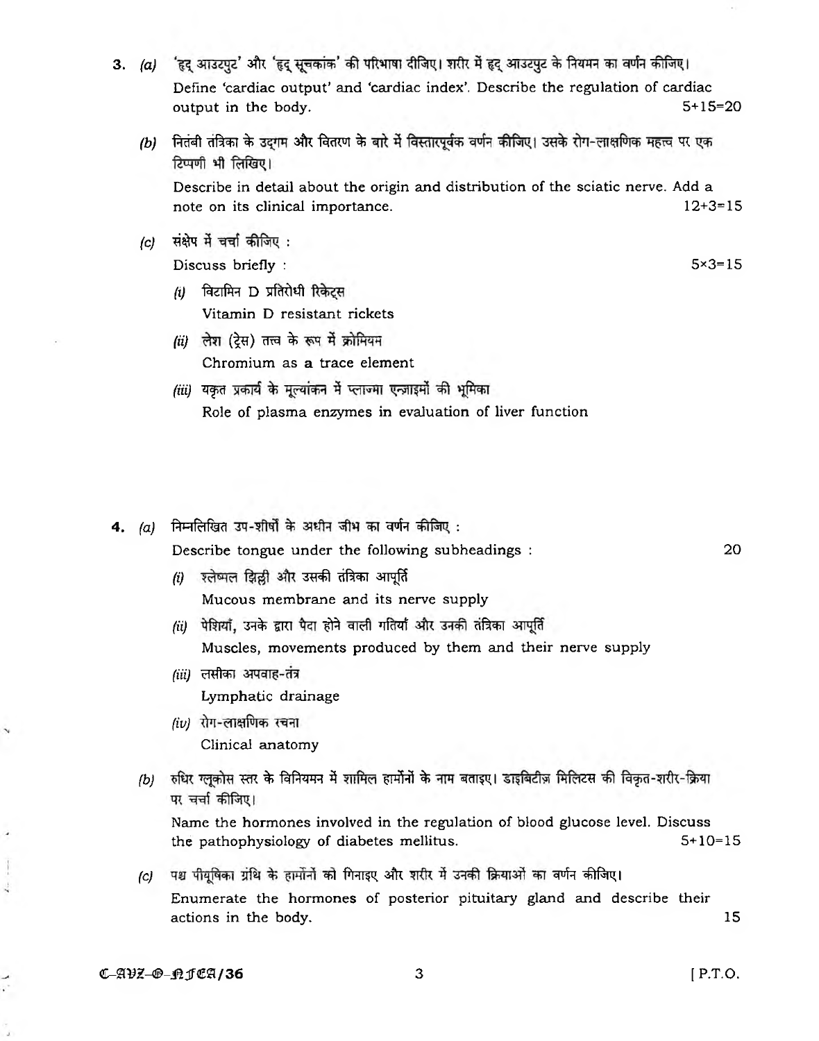**3.** *(a)* 'हृद् आउटपुट' और 'हृद् सूचकांक' की परिभाषा दीजिए। शरीर में हृद् आउटपुट के नियमन का वर्णन कीजिए।

Define 'cardiac output' and 'cardiac index'. Describe the regulation of cardiac output in the body. 5+15=20

*(b)* नितंबी तंत्रिका के उद्गम और वितरण के बारे में विस्तारपूर्वक वर्णन कीजिए। उसके रोग-लाक्षणिक महत्त्व पर एक टिप्पणी भी लिखिए।

Describe in detail about the origin and distribution of the sciatic nerve. Add a note on its clinical importance. 12+3=15

*(c)* संक्षेप में चर्चा कीजिए :

Discuss briefly : 5×3=15

*(i)* विटामिन D प्रतिरोधी रिकेट्स

Vitamin D resistant rickets

*(ii)* लेश (ट्रेस) तत्त्व के रूप में क्रोमियम

Chromium as a trace element

*(iii)* यकृत प्रकार्य के मूल्यांकन में प्लाज्मा एन्ज़ाइमों की भूमिका

Role of plasma enzymes in evaluation of liver function

**4.** *(a)* निम्नलिखित उप-शीर्षों के अधीन जीभ का वर्णन कीजिए :

Describe tongue under the following subheadings : 20

*(i)* श्लेष्मल झिल्ली और उसकी तंत्रिका आपूर्ति

Mucous membrane and its nerve supply

*(ii)* पेशियाँ, उनके द्वारा पैदा होने वाली गतियाँ और उनकी तंत्रिका आपूर्ति

Muscles, movements produced by them and their nerve supply

*(iii)* लसीका अपवाह-तंत्र

Lymphatic drainage

*(iv)* रोग-लाक्षणिक रचना

Clinical anatomy

*(b)* रुधिर ग्लूकोस स्तर के विनियमन में शामिल हार्मोनों के नाम बताइए। डाइबिटीज़ मिलिटस की विकृत-शरीर-क्रिया पर चर्चा कीजिए।

Name the hormones involved in the regulation of blood glucose level. Discuss the pathophysiology of diabetes mellitus. 5+10=15

*(c)* पश्च पीयूषिका ग्रंथि के हार्मोनों को गिनाइए और शरीर में उनकी क्रियाओं का वर्णन कीजिए।

Enumerate the hormones of posterior pituitary gland and describe their actions in the body. 15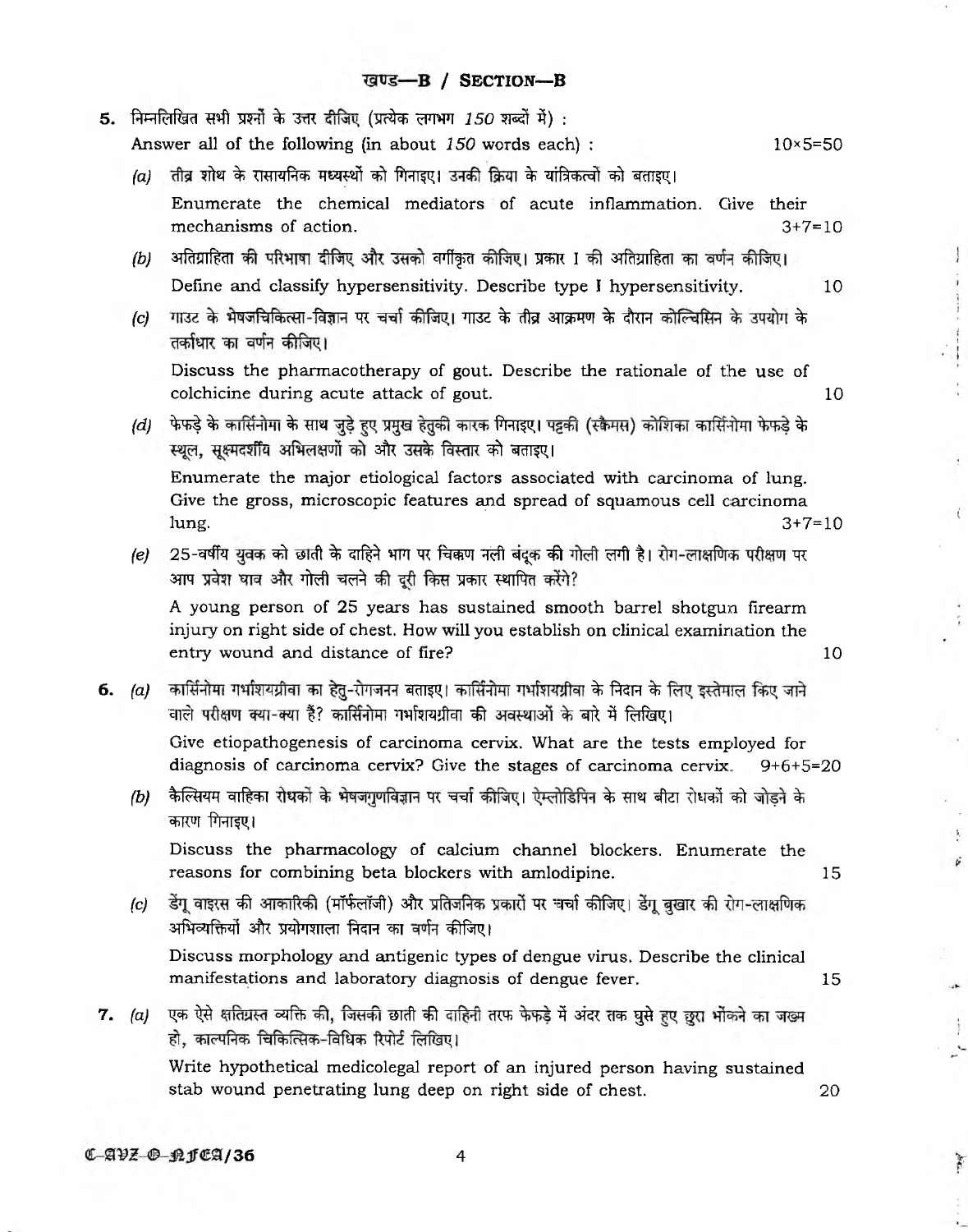## खण्ड—B / SECTION—B

**5.** निम्नलिखित सभी प्रश्नों के उत्तर दीजिए (प्रत्येक लगभग *150* शब्दों में) :

Answer all of the following (in about *150* words each) : 10×5=50

*(a)* तीव्र शोथ के रासायनिक मध्यस्थों को गिनाइए। उनकी क्रिया के यांत्रिकत्वों को बताइए।

Enumerate the chemical mediators of acute inflammation. Give their mechanisms of action. 3+7=10

*(b)* अतिग्राहिता की परिभाषा दीजिए और उसको वर्गीकृत कीजिए। प्रकार I की अतिग्राहिता का वर्णन कीजिए।

Define and classify hypersensitivity. Describe type I hypersensitivity. 10

*(c)* गाउट के भेषजचिकित्सा-विज्ञान पर चर्चा कीजिए। गाउट के तीव्र आक्रमण के दौरान कोल्चिसिन के उपयोग के तर्काधार का वर्णन कीजिए।

Discuss the pharmacotherapy of gout. Describe the rationale of the use of colchicine during acute attack of gout. 10

*(d)* फेफड़े के कार्सिनोमा के साथ जुड़े हुए प्रमुख हेतुकी कारक गिनाइए। पट्टकी (स्क्वैमस) कोशिका कार्सिनोमा फेफड़े के स्थूल, सूक्ष्मदर्शीय अभिलक्षणों को और उसके विस्तार को बताइए।

Enumerate the major etiological factors associated with carcinoma of lung. Give the gross, microscopic features and spread of squamous cell carcinoma lung. 3+7=10

*(e)* 25-वर्षीय युवक को छाती के दाहिने भाग पर चिकण नली बंदूक की गोली लगी है। रोग-लाक्षणिक परीक्षण पर आप प्रवेश घाव और गोली चलने की दूरी किस प्रकार स्थापित करेंगे?

A young person of 25 years has sustained smooth barrel shotgun firearm injury on right side of chest. How will you establish on clinical examination the entry wound and distance of fire? 10

**6.** *(a)* कार्सिनोमा गर्भाशयग्रीवा का हेतु-रोगजनन बताइए। कार्सिनोमा गर्भाशयग्रीवा के निदान के लिए इस्तेमाल किए जाने वाले परीक्षण क्या-क्या हैं? कार्सिनोमा गर्भाशयग्रीवा की अवस्थाओं के बारे में लिखिए।

Give etiopathogenesis of carcinoma cervix. What are the tests employed for diagnosis of carcinoma cervix? Give the stages of carcinoma cervix. 9+6+5=20

*(b)* कैल्सियम वाहिका रोधकों के भेषजगुणविज्ञान पर चर्चा कीजिए। ऐम्लोडिपिन के साथ बीटा रोधकों को जोड़ने के कारण गिनाइए।

Discuss the pharmacology of calcium channel blockers. Enumerate the reasons for combining beta blockers with amlodipine. 15

*(c)* डेंगू वाइरस की आकारिकी (मॉर्फलॉजी) और प्रतिजनिक प्रकारों पर चर्चा कीजिए। डेंगू बुखार की रोग-लाक्षणिक अभिव्यक्तियों और प्रयोगशाला निदान का वर्णन कीजिए।

Discuss morphology and antigenic types of dengue virus. Describe the clinical manifestations and laboratory diagnosis of dengue fever. 15

**7.** *(a)* एक ऐसे क्षतिग्रस्त व्यक्ति की, जिसकी छाती की दाहिनी तरफ फेफड़े में अंदर तक घुसे हुए छुरा भोंकने का जख्म हो, काल्पनिक चिकित्सिक-विधिक रिपोर्ट लिखिए।

Write hypothetical medicolegal report of an injured person having sustained stab wound penetrating lung deep on right side of chest. 20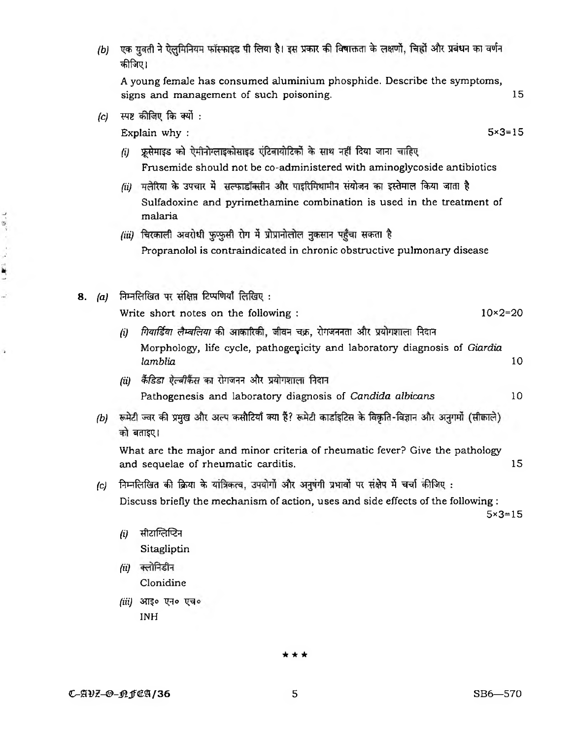(b) एक युवती ने ऐलुमिनियम फॉस्फाइड पी लिया है। इस प्रकार की विषाक्तता के लक्षणों, चिह्नों और प्रबंधन का वर्णन कीजिए।

A young female has consumed aluminium phosphide. Describe the symptoms, signs and management of such poisoning. 15

(c) स्पष्ट कीजिए कि क्यों :

Explain why : 5×3=15

(i) फ्रूसेमाइड को ऐमीनोग्लाइकोसाइड एंटिबायोटिकों के साथ नहीं दिया जाना चाहिए

Frusemide should not be co-administered with aminoglycoside antibiotics

(ii) मलेरिया के उपचार में सल्फाडॉक्सीन और पाइरिमिथामीन संयोजन का इस्तेमाल किया जाता है

Sulfadoxine and pyrimethamine combination is used in the treatment of malaria

(iii) चिरकाली अवरोधी फुफ्फुसी रोग में प्रोप्रानोलोल नुकसान पहुँचा सकता है

Propranolol is contraindicated in chronic obstructive pulmonary disease

**8.** (a) निम्नलिखित पर संक्षिप्त टिप्पणियाँ लिखिए :

Write short notes on the following : 10×2=20

(i) *गियार्डिया लैम्बलिया* की आकारिकी, जीवन चक्र, रोगजननता और प्रयोगशाला निदान

Morphology, life cycle, pathogenicity and laboratory diagnosis of *Giardia lamblia* 10

(ii) *कैंडिडा ऐल्बीकैंस* का रोगजनन और प्रयोगशाला निदान

Pathogenesis and laboratory diagnosis of *Candida albicans* 10

(b) रूमेटी ज्वर की प्रमुख और अल्प कसौटियाँ क्या हैं? रूमेटी कार्डाइटिस के विकृति-विज्ञान और अनुगमों (सीक्वाले) को बताइए।

What are the major and minor criteria of rheumatic fever? Give the pathology and sequelae of rheumatic carditis. 15

(c) निम्नलिखित की क्रिया के यांत्रिकत्व, उपयोगों और अनुषंगी प्रभावों पर संक्षेप में चर्चा कीजिए :

Discuss briefly the mechanism of action, uses and side effects of the following : 5×3=15

(i) सीटाग्लिप्टिन

Sitagliptin

(ii) क्लोनिडीन

Clonidine

(iii) आइ० एन० एच०

INH

★ ★ ★